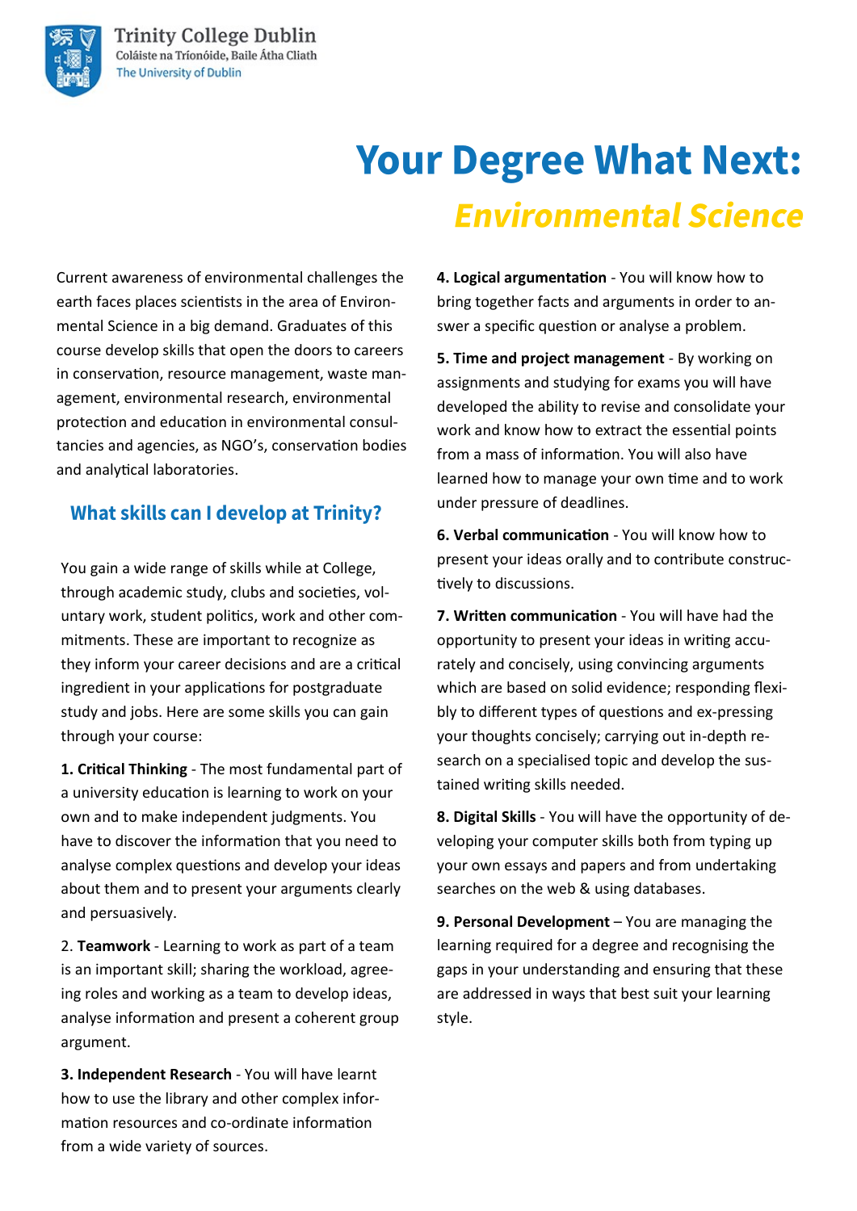Trinity College Dublin
Coláiste na Tríonóide, Baile Átha Cliath
The University of Dublin

# Your Degree What Next:
## *Environmental Science*

Current awareness of environmental challenges the earth faces places scientists in the area of Environmental Science in a big demand. Graduates of this course develop skills that open the doors to careers in conservation, resource management, waste management, environmental research, environmental protection and education in environmental consultancies and agencies, as NGO's, conservation bodies and analytical laboratories.

### What skills can I develop at Trinity?

You gain a wide range of skills while at College, through academic study, clubs and societies, voluntary work, student politics, work and other commitments. These are important to recognize as they inform your career decisions and are a critical ingredient in your applications for postgraduate study and jobs. Here are some skills you can gain through your course:

**1. Critical Thinking** - The most fundamental part of a university education is learning to work on your own and to make independent judgments. You have to discover the information that you need to analyse complex questions and develop your ideas about them and to present your arguments clearly and persuasively.

2. **Teamwork** - Learning to work as part of a team is an important skill; sharing the workload, agreeing roles and working as a team to develop ideas, analyse information and present a coherent group argument.

**3. Independent Research** - You will have learnt how to use the library and other complex information resources and co-ordinate information from a wide variety of sources.

**4. Logical argumentation** - You will know how to bring together facts and arguments in order to answer a specific question or analyse a problem.

**5. Time and project management** - By working on assignments and studying for exams you will have developed the ability to revise and consolidate your work and know how to extract the essential points from a mass of information. You will also have learned how to manage your own time and to work under pressure of deadlines.

**6. Verbal communication** - You will know how to present your ideas orally and to contribute constructively to discussions.

**7. Written communication** - You will have had the opportunity to present your ideas in writing accurately and concisely, using convincing arguments which are based on solid evidence; responding flexibly to different types of questions and ex-pressing your thoughts concisely; carrying out in-depth research on a specialised topic and develop the sustained writing skills needed.

**8. Digital Skills** - You will have the opportunity of developing your computer skills both from typing up your own essays and papers and from undertaking searches on the web & using databases.

**9. Personal Development** – You are managing the learning required for a degree and recognising the gaps in your understanding and ensuring that these are addressed in ways that best suit your learning style.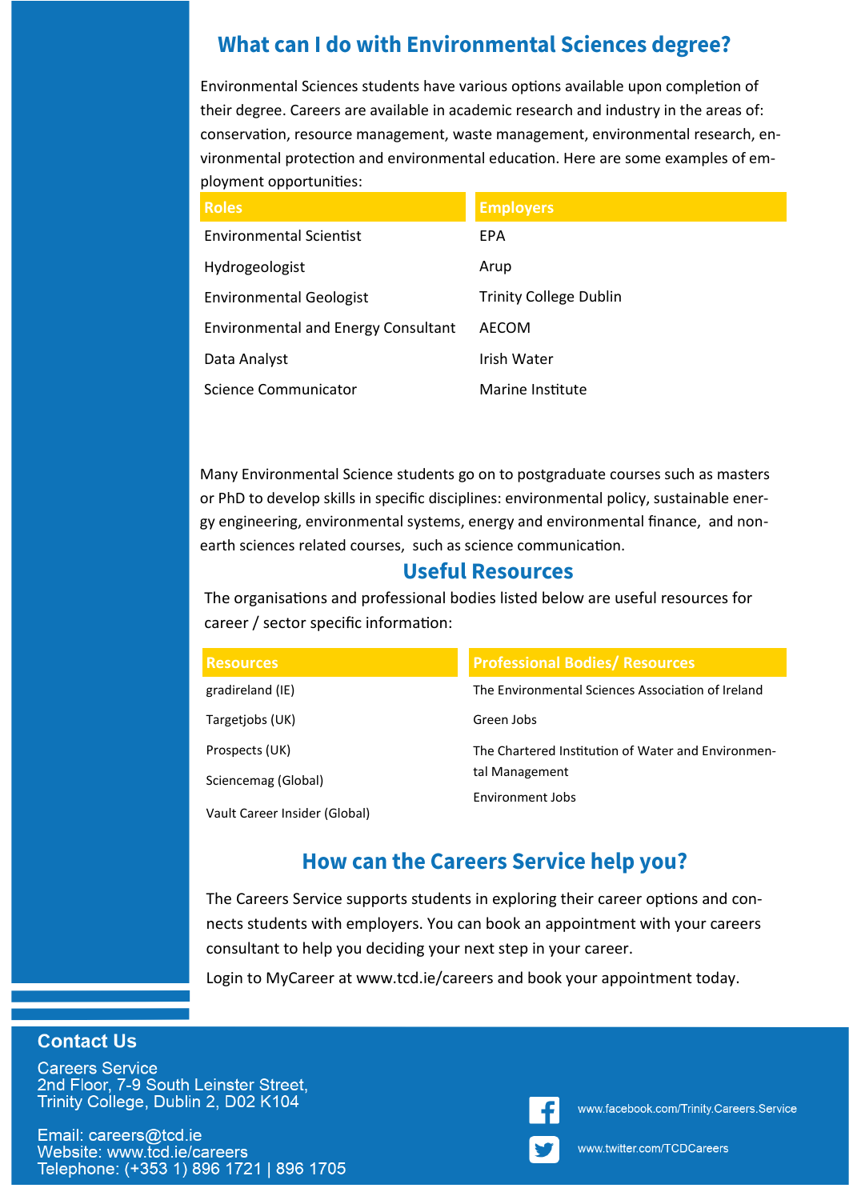## What can I do with Environmental Sciences degree?

Environmental Sciences students have various options available upon completion of their degree. Careers are available in academic research and industry in the areas of: conservation, resource management, waste management, environmental research, environmental protection and environmental education. Here are some examples of employment opportunities:

| Roles | Employers |
| --- | --- |
| Environmental Scientist | EPA |
| Hydrogeologist | Arup |
| Environmental Geologist | Trinity College Dublin |
| Environmental and Energy Consultant | AECOM |
| Data Analyst | Irish Water |
| Science Communicator | Marine Institute |

Many Environmental Science students go on to postgraduate courses such as masters or PhD to develop skills in specific disciplines: environmental policy, sustainable energy engineering, environmental systems, energy and environmental finance, and non-earth sciences related courses, such as science communication.

## Useful Resources

The organisations and professional bodies listed below are useful resources for career / sector specific information:

| Resources | Professional Bodies/ Resources |
| --- | --- |
| gradireland (IE) | The Environmental Sciences Association of Ireland |
| Targetjobs (UK) | Green Jobs |
| Prospects (UK) | The Chartered Institution of Water and Environmental Management |
| Sciencemag (Global) | Environment Jobs |
| Vault Career Insider (Global) | |

## How can the Careers Service help you?

The Careers Service supports students in exploring their career options and connects students with employers. You can book an appointment with your careers consultant to help you deciding your next step in your career.

Login to MyCareer at www.tcd.ie/careers and book your appointment today.

### Contact Us

Careers Service
2nd Floor, 7-9 South Leinster Street,
Trinity College, Dublin 2, D02 K104

Email: careers@tcd.ie
Website: www.tcd.ie/careers
Telephone: (+353 1) 896 1721 | 896 1705

www.facebook.com/Trinity.Careers.Service

www.twitter.com/TCDCareers